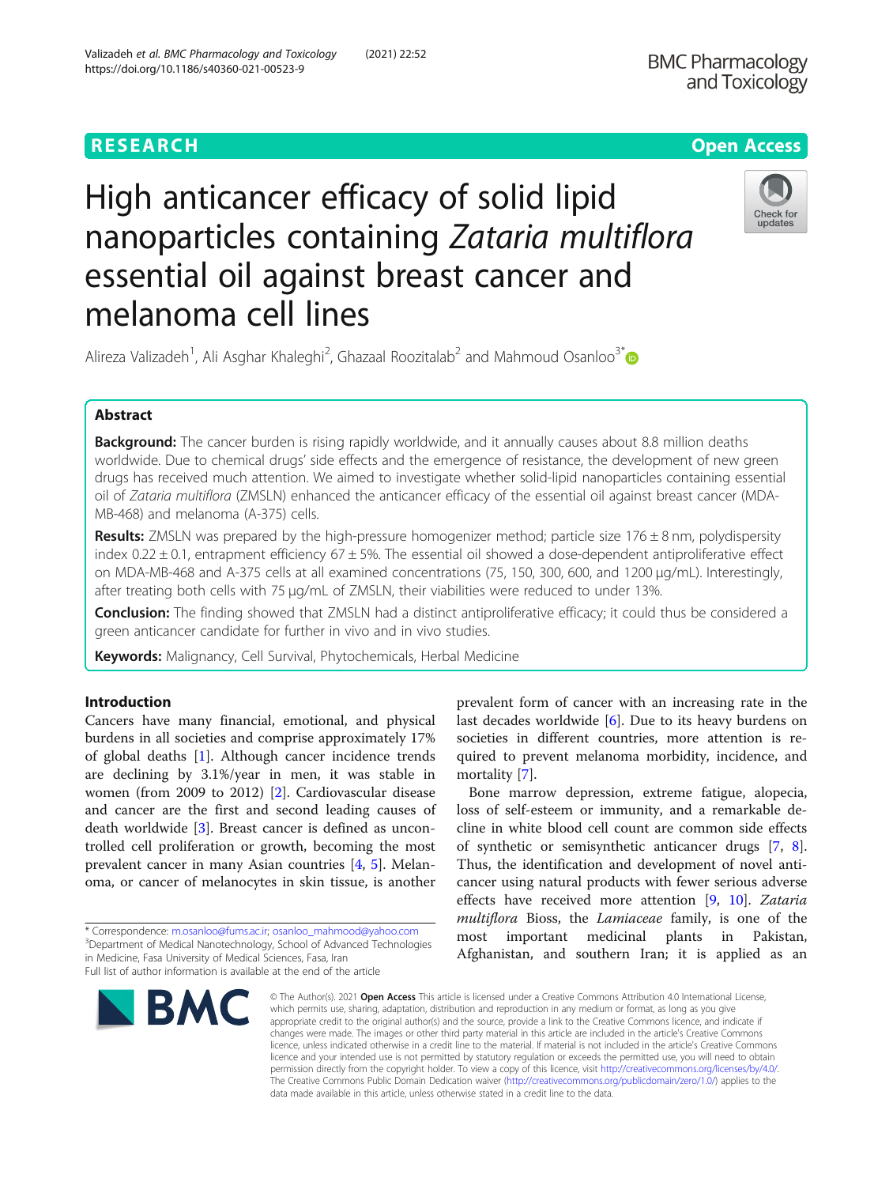# High anticancer efficacy of solid lipid nanoparticles containing *Zataria multiflora* essential oil against breast cancer and melanoma cell lines

Alireza Valizadeh[1], Ali Asghar Khaleghi[2], Ghazaal Roozitalab[2] and Mahmoud Osanloo[3*]

## Abstract

**Background:** The cancer burden is rising rapidly worldwide, and it annually causes about 8.8 million deaths worldwide. Due to chemical drugs' side effects and the emergence of resistance, the development of new green drugs has received much attention. We aimed to investigate whether solid-lipid nanoparticles containing essential oil of *Zataria multiflora* (ZMSLN) enhanced the anticancer efficacy of the essential oil against breast cancer (MDA-MB-468) and melanoma (A-375) cells.

**Results:** ZMSLN was prepared by the high-pressure homogenizer method; particle size 176 ± 8 nm, polydispersity index 0.22 ± 0.1, entrapment efficiency 67 ± 5%. The essential oil showed a dose-dependent antiproliferative effect on MDA-MB-468 and A-375 cells at all examined concentrations (75, 150, 300, 600, and 1200 μg/mL). Interestingly, after treating both cells with 75 μg/mL of ZMSLN, their viabilities were reduced to under 13%.

**Conclusion:** The finding showed that ZMSLN had a distinct antiproliferative efficacy; it could thus be considered a green anticancer candidate for further in vivo and in vivo studies.

**Keywords:** Malignancy, Cell Survival, Phytochemicals, Herbal Medicine

## Introduction

Cancers have many financial, emotional, and physical burdens in all societies and comprise approximately 17% of global deaths [1]. Although cancer incidence trends are declining by 3.1%/year in men, it was stable in women (from 2009 to 2012) [2]. Cardiovascular disease and cancer are the first and second leading causes of death worldwide [3]. Breast cancer is defined as uncontrolled cell proliferation or growth, becoming the most prevalent cancer in many Asian countries [4, 5]. Melanoma, or cancer of melanocytes in skin tissue, is another prevalent form of cancer with an increasing rate in the last decades worldwide [6]. Due to its heavy burdens on societies in different countries, more attention is required to prevent melanoma morbidity, incidence, and mortality [7].

Bone marrow depression, extreme fatigue, alopecia, loss of self-esteem or immunity, and a remarkable decline in white blood cell count are common side effects of synthetic or semisynthetic anticancer drugs [7, 8]. Thus, the identification and development of novel anticancer using natural products with fewer serious adverse effects have received more attention [9, 10]. *Zataria multiflora* Bioss, the *Lamiaceae* family, is one of the most important medicinal plants in Pakistan, Afghanistan, and southern Iran; it is applied as an

\* Correspondence: m.osanloo@fums.ac.ir; osanloo_mahmood@yahoo.com
[3]Department of Medical Nanotechnology, School of Advanced Technologies in Medicine, Fasa University of Medical Sciences, Fasa, Iran
Full list of author information is available at the end of the article

© The Author(s). 2021 **Open Access** This article is licensed under a Creative Commons Attribution 4.0 International License, which permits use, sharing, adaptation, distribution and reproduction in any medium or format, as long as you give appropriate credit to the original author(s) and the source, provide a link to the Creative Commons licence, and indicate if changes were made. The images or other third party material in this article are included in the article's Creative Commons licence, unless indicated otherwise in a credit line to the material. If material is not included in the article's Creative Commons licence and your intended use is not permitted by statutory regulation or exceeds the permitted use, you will need to obtain permission directly from the copyright holder. To view a copy of this licence, visit http://creativecommons.org/licenses/by/4.0/. The Creative Commons Public Domain Dedication waiver (http://creativecommons.org/publicdomain/zero/1.0/) applies to the data made available in this article, unless otherwise stated in a credit line to the data.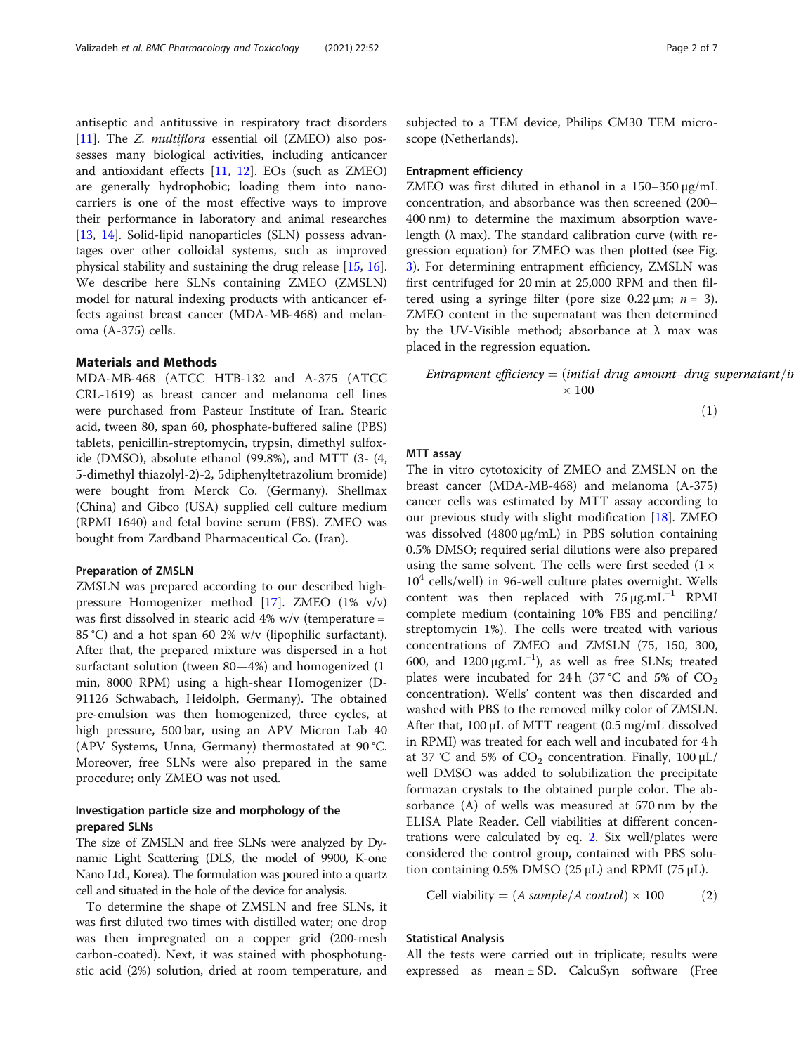antiseptic and antitussive in respiratory tract disorders [11]. The *Z. multiflora* essential oil (ZMEO) also possesses many biological activities, including anticancer and antioxidant effects [11, 12]. EOs (such as ZMEO) are generally hydrophobic; loading them into nanocarriers is one of the most effective ways to improve their performance in laboratory and animal researches [13, 14]. Solid-lipid nanoparticles (SLN) possess advantages over other colloidal systems, such as improved physical stability and sustaining the drug release [15, 16]. We describe here SLNs containing ZMEO (ZMSLN) model for natural indexing products with anticancer effects against breast cancer (MDA-MB-468) and melanoma (A-375) cells.

## Materials and Methods

MDA-MB-468 (ATCC HTB-132 and A-375 (ATCC CRL-1619) as breast cancer and melanoma cell lines were purchased from Pasteur Institute of Iran. Stearic acid, tween 80, span 60, phosphate-buffered saline (PBS) tablets, penicillin-streptomycin, trypsin, dimethyl sulfoxide (DMSO), absolute ethanol (99.8%), and MTT (3- (4, 5-dimethyl thiazolyl-2)-2, 5diphenyltetrazolium bromide) were bought from Merck Co. (Germany). Shellmax (China) and Gibco (USA) supplied cell culture medium (RPMI 1640) and fetal bovine serum (FBS). ZMEO was bought from Zardband Pharmaceutical Co. (Iran).

### Preparation of ZMSLN

ZMSLN was prepared according to our described high-pressure Homogenizer method [17]. ZMEO (1% v/v) was first dissolved in stearic acid 4% w/v (temperature = 85 °C) and a hot span 60 2% w/v (lipophilic surfactant). After that, the prepared mixture was dispersed in a hot surfactant solution (tween 80—4%) and homogenized (1 min, 8000 RPM) using a high-shear Homogenizer (D-91126 Schwabach, Heidolph, Germany). The obtained pre-emulsion was then homogenized, three cycles, at high pressure, 500 bar, using an APV Micron Lab 40 (APV Systems, Unna, Germany) thermostated at 90 °C. Moreover, free SLNs were also prepared in the same procedure; only ZMEO was not used.

### Investigation particle size and morphology of the prepared SLNs

The size of ZMSLN and free SLNs were analyzed by Dynamic Light Scattering (DLS, the model of 9900, K-one Nano Ltd., Korea). The formulation was poured into a quartz cell and situated in the hole of the device for analysis.

To determine the shape of ZMSLN and free SLNs, it was first diluted two times with distilled water; one drop was then impregnated on a copper grid (200-mesh carbon-coated). Next, it was stained with phosphotungstic acid (2%) solution, dried at room temperature, and subjected to a TEM device, Philips CM30 TEM microscope (Netherlands).

### Entrapment efficiency

ZMEO was first diluted in ethanol in a 150–350 μg/mL concentration, and absorbance was then screened (200–400 nm) to determine the maximum absorption wavelength (λ max). The standard calibration curve (with regression equation) for ZMEO was then plotted (see Fig. 3). For determining entrapment efficiency, ZMSLN was first centrifuged for 20 min at 25,000 RPM and then filtered using a syringe filter (pore size 0.22 μm; n = 3). ZMEO content in the supernatant was then determined by the UV-Visible method; absorbance at λ max was placed in the regression equation.

$$Entrapment\ efficiency = (initial\ drug\ amount - drug\ supernatant/in \ldots) \times 100 \quad (1)$$

### MTT assay

The in vitro cytotoxicity of ZMEO and ZMSLN on the breast cancer (MDA-MB-468) and melanoma (A-375) cancer cells was estimated by MTT assay according to our previous study with slight modification [18]. ZMEO was dissolved (4800 μg/mL) in PBS solution containing 0.5% DMSO; required serial dilutions were also prepared using the same solvent. The cells were first seeded ($1 \times 10^4$ cells/well) in 96-well culture plates overnight. Wells content was then replaced with 75 μg.mL$^{-1}$ RPMI complete medium (containing 10% FBS and penciling/streptomycin 1%). The cells were treated with various concentrations of ZMEO and ZMSLN (75, 150, 300, 600, and 1200 μg.mL$^{-1}$), as well as free SLNs; treated plates were incubated for 24 h (37 °C and 5% of $CO_2$ concentration). Wells' content was then discarded and washed with PBS to the removed milky color of ZMSLN. After that, 100 μL of MTT reagent (0.5 mg/mL dissolved in RPMI) was treated for each well and incubated for 4 h at 37 °C and 5% of $CO_2$ concentration. Finally, 100 μL/well DMSO was added to solubilization the precipitate formazan crystals to the obtained purple color. The absorbance (A) of wells was measured at 570 nm by the ELISA Plate Reader. Cell viabilities at different concentrations were calculated by eq. 2. Six well/plates were considered the control group, contained with PBS solution containing 0.5% DMSO (25 μL) and RPMI (75 μL).

$$Cell\ viability = (A\ sample/A\ control) \times 100 \quad (2)$$

### Statistical Analysis

All the tests were carried out in triplicate; results were expressed as mean ± SD. CalcuSyn software (Free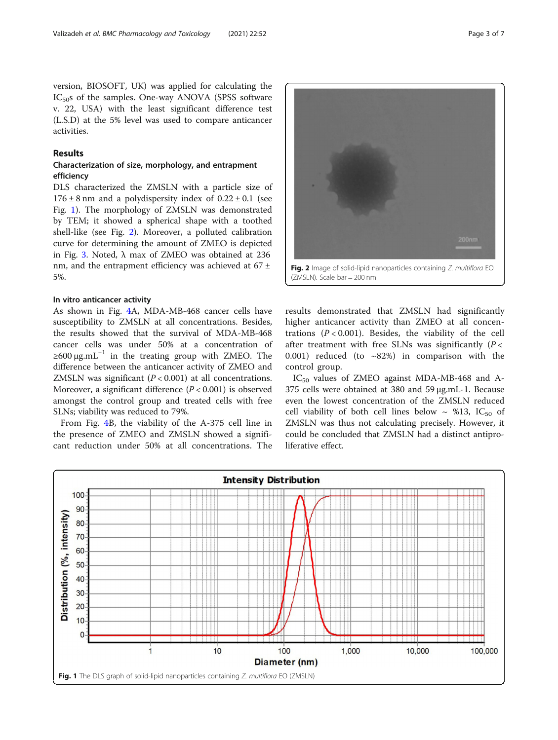version, BIOSOFT, UK) was applied for calculating the $IC_{50}$s of the samples. One-way ANOVA (SPSS software v. 22, USA) with the least significant difference test (L.S.D) at the 5% level was used to compare anticancer activities.

## Results

### Characterization of size, morphology, and entrapment efficiency

DLS characterized the ZMSLN with a particle size of 176 ± 8 nm and a polydispersity index of 0.22 ± 0.1 (see Fig. 1). The morphology of ZMSLN was demonstrated by TEM; it showed a spherical shape with a toothed shell-like (see Fig. 2). Moreover, a polluted calibration curve for determining the amount of ZMEO is depicted in Fig. 3. Noted, λ max of ZMEO was obtained at 236 nm, and the entrapment efficiency was achieved at 67 ± 5%.

**Fig. 2** Image of solid-lipid nanoparticles containing *Z. multiflora* EO (ZMSLN). Scale bar = 200 nm

### In vitro anticancer activity

As shown in Fig. 4A, MDA-MB-468 cancer cells have susceptibility to ZMSLN at all concentrations. Besides, the results showed that the survival of MDA-MB-468 cancer cells was under 50% at a concentration of ≥600 $\mu g.mL^{-1}$ in the treating group with ZMEO. The difference between the anticancer activity of ZMEO and ZMSLN was significant ($P < 0.001$) at all concentrations. Moreover, a significant difference ($P < 0.001$) is observed amongst the control group and treated cells with free SLNs; viability was reduced to 79%.

From Fig. 4B, the viability of the A-375 cell line in the presence of ZMEO and ZMSLN showed a significant reduction under 50% at all concentrations. The results demonstrated that ZMSLN had significantly higher anticancer activity than ZMEO at all concentrations ($P < 0.001$). Besides, the viability of the cell after treatment with free SLNs was significantly ($P < 0.001$) reduced (to ~82%) in comparison with the control group.

$IC_{50}$ values of ZMEO against MDA-MB-468 and A-375 cells were obtained at 380 and 59 µg.mL-1. Because even the lowest concentration of the ZMSLN reduced cell viability of both cell lines below ~ %13, $IC_{50}$ of ZMSLN was thus not calculating precisely. However, it could be concluded that ZMSLN had a distinct antiproliferative effect.

**Fig. 1** The DLS graph of solid-lipid nanoparticles containing *Z. multiflora* EO (ZMSLN)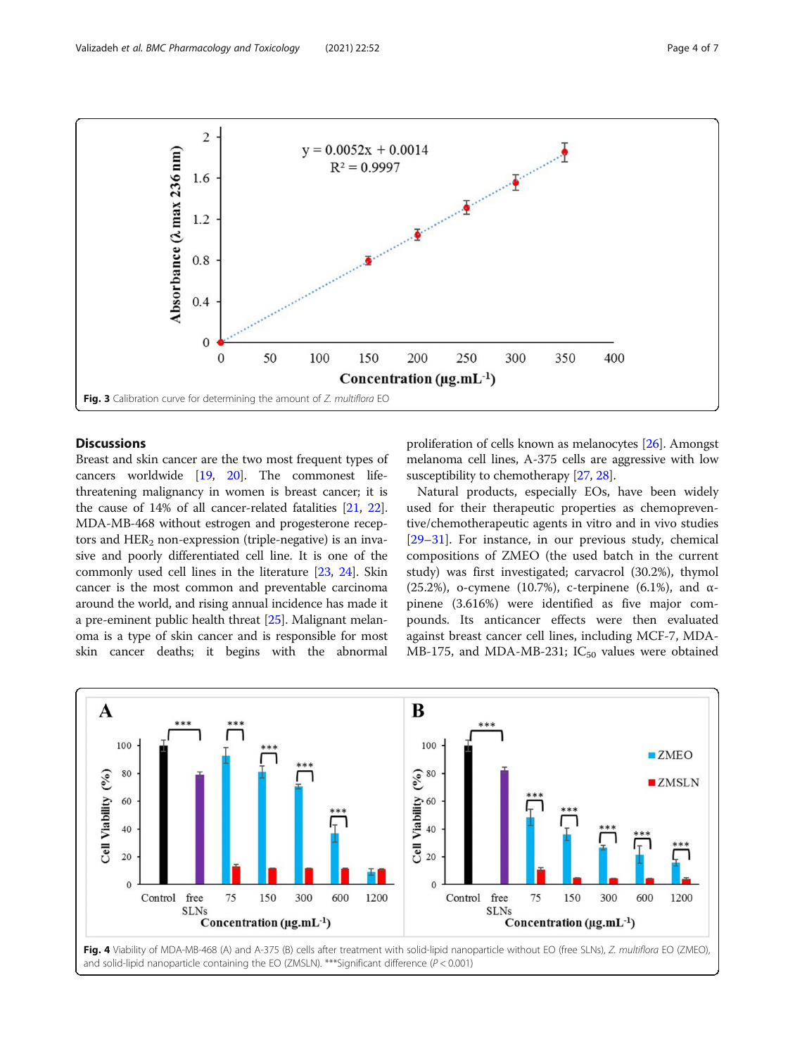Fig. 3 Calibration curve for determining the amount of *Z. multiflora* EO

## Discussions

Breast and skin cancer are the two most frequent types of cancers worldwide [19, 20]. The commonest life-threatening malignancy in women is breast cancer; it is the cause of 14% of all cancer-related fatalities [21, 22]. MDA-MB-468 without estrogen and progesterone receptors and $HER_2$ non-expression (triple-negative) is an invasive and poorly differentiated cell line. It is one of the commonly used cell lines in the literature [23, 24]. Skin cancer is the most common and preventable carcinoma around the world, and rising annual incidence has made it a pre-eminent public health threat [25]. Malignant melanoma is a type of skin cancer and is responsible for most skin cancer deaths; it begins with the abnormal proliferation of cells known as melanocytes [26]. Amongst melanoma cell lines, A-375 cells are aggressive with low susceptibility to chemotherapy [27, 28].

Natural products, especially EOs, have been widely used for their therapeutic properties as chemopreventive/chemotherapeutic agents in vitro and in vivo studies [29–31]. For instance, in our previous study, chemical compositions of ZMEO (the used batch in the current study) was first investigated; carvacrol (30.2%), thymol (25.2%), o-cymene (10.7%), c-terpinene (6.1%), and α-pinene (3.616%) were identified as five major compounds. Its anticancer effects were then evaluated against breast cancer cell lines, including MCF-7, MDA-MB-175, and MDA-MB-231; $IC_{50}$ values were obtained

Fig. 4 Viability of MDA-MB-468 (A) and A-375 (B) cells after treatment with solid-lipid nanoparticle without EO (free SLNs), *Z. multiflora* EO (ZMEO), and solid-lipid nanoparticle containing the EO (ZMSLN). ***Significant difference ($P < 0.001$)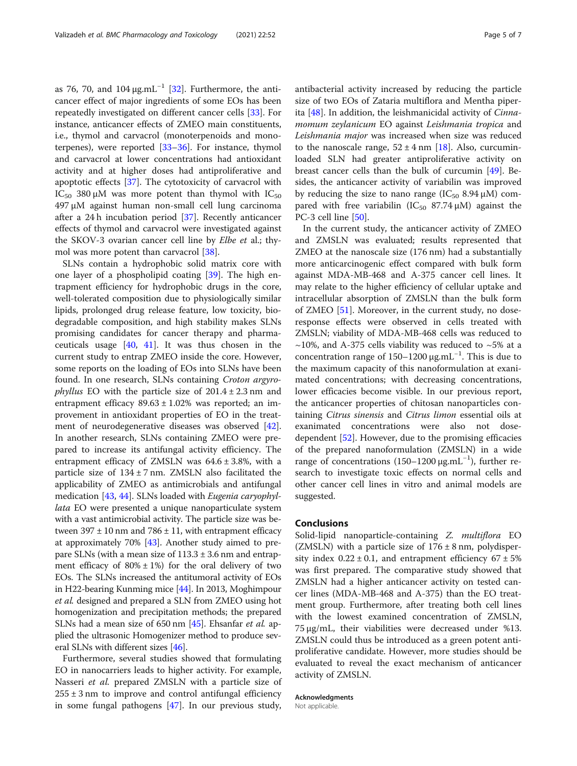as 76, 70, and 104 μg.mL$^{-1}$ [32]. Furthermore, the anticancer effect of major ingredients of some EOs has been repeatedly investigated on different cancer cells [33]. For instance, anticancer effects of ZMEO main constituents, i.e., thymol and carvacrol (monoterpenoids and monoterpenes), were reported [33–36]. For instance, thymol and carvacrol at lower concentrations had antioxidant activity and at higher doses had antiproliferative and apoptotic effects [37]. The cytotoxicity of carvacrol with $IC_{50}$ 380 μM was more potent than thymol with $IC_{50}$ 497 μM against human non-small cell lung carcinoma after a 24 h incubation period [37]. Recently anticancer effects of thymol and carvacrol were investigated against the SKOV-3 ovarian cancer cell line by *Elbe et al.*; thymol was more potent than carvacrol [38].

SLNs contain a hydrophobic solid matrix core with one layer of a phospholipid coating [39]. The high entrapment efficiency for hydrophobic drugs in the core, well-tolerated composition due to physiologically similar lipids, prolonged drug release feature, low toxicity, biodegradable composition, and high stability makes SLNs promising candidates for cancer therapy and pharmaceuticals usage [40, 41]. It was thus chosen in the current study to entrap ZMEO inside the core. However, some reports on the loading of EOs into SLNs have been found. In one research, SLNs containing *Croton argyrophyllus* EO with the particle size of 201.4 ± 2.3 nm and entrapment efficacy 89.63 ± 1.02% was reported; an improvement in antioxidant properties of EO in the treatment of neurodegenerative diseases was observed [42]. In another research, SLNs containing ZMEO were prepared to increase its antifungal activity efficiency. The entrapment efficacy of ZMSLN was 64.6 ± 3.8%, with a particle size of 134 ± 7 nm. ZMSLN also facilitated the applicability of ZMEO as antimicrobials and antifungal medication [43, 44]. SLNs loaded with *Eugenia caryophyllata* EO were presented a unique nanoparticulate system with a vast antimicrobial activity. The particle size was between 397 ± 10 nm and 786 ± 11, with entrapment efficacy at approximately 70% [43]. Another study aimed to prepare SLNs (with a mean size of 113.3 ± 3.6 nm and entrapment efficacy of 80% ± 1%) for the oral delivery of two EOs. The SLNs increased the antitumoral activity of EOs in H22-bearing Kunming mice [44]. In 2013, Moghimipour *et al.* designed and prepared a SLN from ZMEO using hot homogenization and precipitation methods; the prepared SLNs had a mean size of 650 nm [45]. Ehsanfar *et al.* applied the ultrasonic Homogenizer method to produce several SLNs with different sizes [46].

Furthermore, several studies showed that formulating EO in nanocarriers leads to higher activity. For example, Nasseri *et al.* prepared ZMSLN with a particle size of 255 ± 3 nm to improve and control antifungal efficiency in some fungal pathogens [47]. In our previous study, antibacterial activity increased by reducing the particle size of two EOs of Zataria multiflora and Mentha piperita [48]. In addition, the leishmanicidal activity of *Cinnamomum zeylanicum* EO against *Leishmania tropica* and *Leishmania major* was increased when size was reduced to the nanoscale range, 52 ± 4 nm [18]. Also, curcumin-loaded SLN had greater antiproliferative activity on breast cancer cells than the bulk of curcumin [49]. Besides, the anticancer activity of variabilin was improved by reducing the size to nano range ($IC_{50}$ 8.94 μM) compared with free variabilin ($IC_{50}$ 87.74 μM) against the PC-3 cell line [50].

In the current study, the anticancer activity of ZMEO and ZMSLN was evaluated; results represented that ZMEO at the nanoscale size (176 nm) had a substantially more anticarcinogenic effect compared with bulk form against MDA-MB-468 and A-375 cancer cell lines. It may relate to the higher efficiency of cellular uptake and intracellular absorption of ZMSLN than the bulk form of ZMEO [51]. Moreover, in the current study, no dose-response effects were observed in cells treated with ZMSLN; viability of MDA-MB-468 cells was reduced to ~10%, and A-375 cells viability was reduced to ~5% at a concentration range of 150–1200 μg.mL$^{-1}$. This is due to the maximum capacity of this nanoformulation at exanimated concentrations; with decreasing concentrations, lower efficacies become visible. In our previous report, the anticancer properties of chitosan nanoparticles containing *Citrus sinensis* and *Citrus limon* essential oils at exanimated concentrations were also not dose-dependent [52]. However, due to the promising efficacies of the prepared nanoformulation (ZMSLN) in a wide range of concentrations (150–1200 μg.mL$^{-1}$), further research to investigate toxic effects on normal cells and other cancer cell lines in vitro and animal models are suggested.

## Conclusions

Solid-lipid nanoparticle-containing *Z. multiflora* EO (ZMSLN) with a particle size of 176 ± 8 nm, polydispersity index 0.22 ± 0.1, and entrapment efficiency 67 ± 5% was first prepared. The comparative study showed that ZMSLN had a higher anticancer activity on tested cancer lines (MDA-MB-468 and A-375) than the EO treatment group. Furthermore, after treating both cell lines with the lowest examined concentration of ZMSLN, 75 μg/mL, their viabilities were decreased under %13. ZMSLN could thus be introduced as a green potent antiproliferative candidate. However, more studies should be evaluated to reveal the exact mechanism of anticancer activity of ZMSLN.

### Acknowledgments

Not applicable.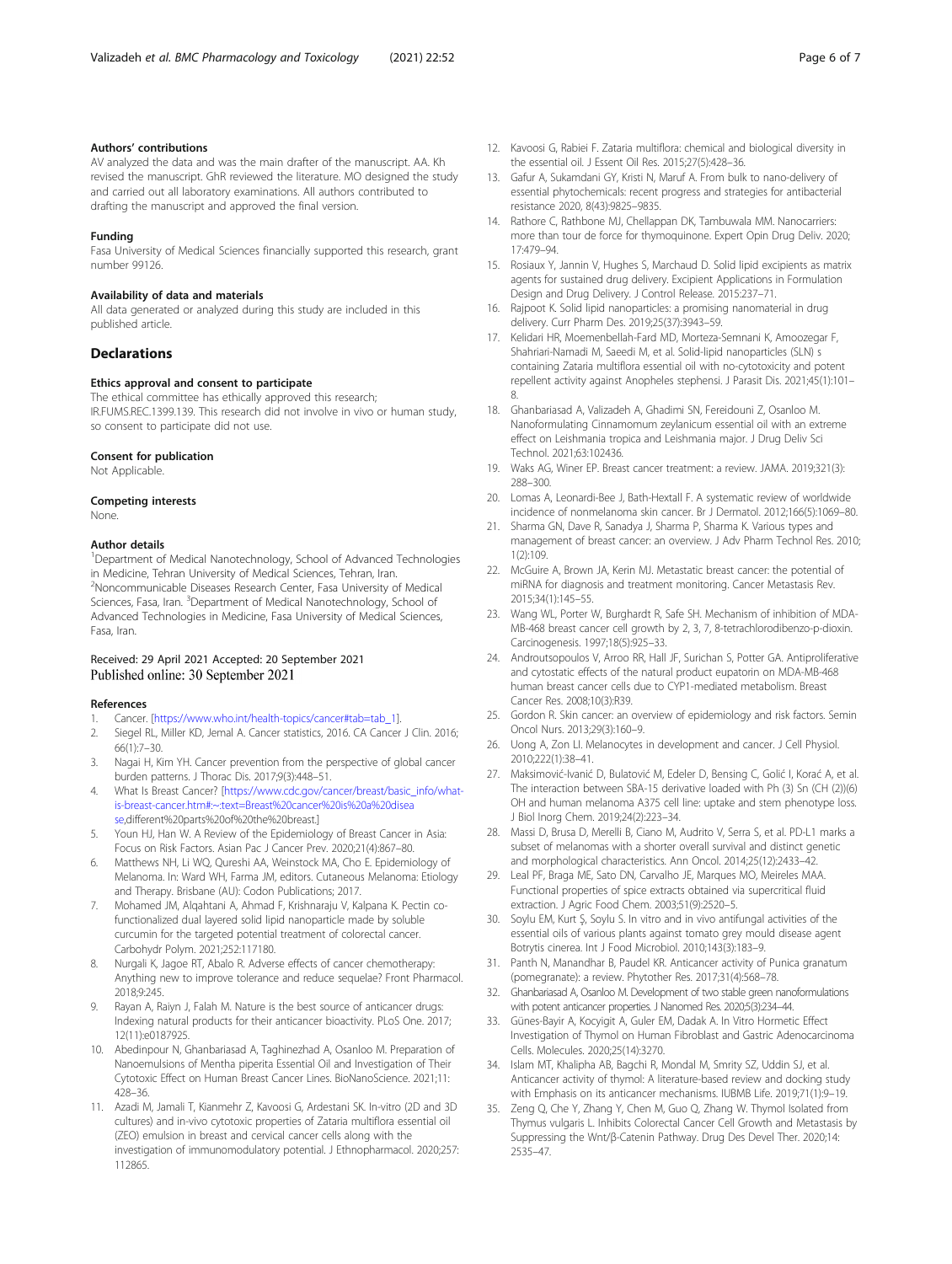### Authors' contributions

AV analyzed the data and was the main drafter of the manuscript. AA. Kh revised the manuscript. GhR reviewed the literature. MO designed the study and carried out all laboratory examinations. All authors contributed to drafting the manuscript and approved the final version.

### Funding

Fasa University of Medical Sciences financially supported this research, grant number 99126.

### Availability of data and materials

All data generated or analyzed during this study are included in this published article.

## Declarations

### Ethics approval and consent to participate

The ethical committee has ethically approved this research; IR.FUMS.REC.1399.139. This research did not involve in vivo or human study, so consent to participate did not use.

### Consent for publication

Not Applicable.

### Competing interests

None.

### Author details

[1]Department of Medical Nanotechnology, School of Advanced Technologies in Medicine, Tehran University of Medical Sciences, Tehran, Iran. [2]Noncommunicable Diseases Research Center, Fasa University of Medical Sciences, Fasa, Iran. [3]Department of Medical Nanotechnology, School of Advanced Technologies in Medicine, Fasa University of Medical Sciences, Fasa, Iran.

Received: 29 April 2021 Accepted: 20 September 2021
Published online: 30 September 2021

### References

1. Cancer. [https://www.who.int/health-topics/cancer#tab=tab_1].
2. Siegel RL, Miller KD, Jemal A. Cancer statistics, 2016. CA Cancer J Clin. 2016; 66(1):7–30.
3. Nagai H, Kim YH. Cancer prevention from the perspective of global cancer burden patterns. J Thorac Dis. 2017;9(3):448–51.
4. What Is Breast Cancer? [https://www.cdc.gov/cancer/breast/basic_info/what-is-breast-cancer.htm#:~:text=Breast%20cancer%20is%20a%20disease,different%20parts%20of%20the%20breast.]
5. Youn HJ, Han W. A Review of the Epidemiology of Breast Cancer in Asia: Focus on Risk Factors. Asian Pac J Cancer Prev. 2020;21(4):867–80.
6. Matthews NH, Li WQ, Qureshi AA, Weinstock MA, Cho E. Epidemiology of Melanoma. In: Ward WH, Farma JM, editors. Cutaneous Melanoma: Etiology and Therapy. Brisbane (AU): Codon Publications; 2017.
7. Mohamed JM, Alqahtani A, Ahmad F, Krishnaraju V, Kalpana K. Pectin co-functionalized dual layered solid lipid nanoparticle made by soluble curcumin for the targeted potential treatment of colorectal cancer. Carbohydr Polym. 2021;252:117180.
8. Nurgali K, Jagoe RT, Abalo R. Adverse effects of cancer chemotherapy: Anything new to improve tolerance and reduce sequelae? Front Pharmacol. 2018;9:245.
9. Rayan A, Raiyn J, Falah M. Nature is the best source of anticancer drugs: Indexing natural products for their anticancer bioactivity. PLoS One. 2017; 12(11):e0187925.
10. Abedinpour N, Ghanbariasad A, Taghinezhad A, Osanloo M. Preparation of Nanoemulsions of Mentha piperita Essential Oil and Investigation of Their Cytotoxic Effect on Human Breast Cancer Lines. BioNanoScience. 2021;11: 428–36.
11. Azadi M, Jamali T, Kianmehr Z, Kavoosi G, Ardestani SK. In-vitro (2D and 3D cultures) and in-vivo cytotoxic properties of Zataria multiflora essential oil (ZEO) emulsion in breast and cervical cancer cells along with the investigation of immunomodulatory potential. J Ethnopharmacol. 2020;257: 112865.
12. Kavoosi G, Rabiei F. Zataria multiflora: chemical and biological diversity in the essential oil. J Essent Oil Res. 2015;27(5):428–36.
13. Gafur A, Sukamdani GY, Kristi N, Maruf A. From bulk to nano-delivery of essential phytochemicals: recent progress and strategies for antibacterial resistance 2020, 8(43):9825–9835.
14. Rathore C, Rathbone MJ, Chellappan DK, Tambuwala MM. Nanocarriers: more than tour de force for thymoquinone. Expert Opin Drug Deliv. 2020; 17:479–94.
15. Rosiaux Y, Jannin V, Hughes S, Marchaud D. Solid lipid excipients as matrix agents for sustained drug delivery. Excipient Applications in Formulation Design and Drug Delivery. J Control Release. 2015:237–71.
16. Rajpoot K. Solid lipid nanoparticles: a promising nanomaterial in drug delivery. Curr Pharm Des. 2019;25(37):3943–59.
17. Kelidari HR, Moemenbellah-Fard MD, Morteza-Semnani K, Amoozegar F, Shahriari-Namadi M, Saeedi M, et al. Solid-lipid nanoparticles (SLN) s containing Zataria multiflora essential oil with no-cytotoxicity and potent repellent activity against Anopheles stephensi. J Parasit Dis. 2021;45(1):101–8.
18. Ghanbariasad A, Valizadeh A, Ghadimi SN, Fereidouni Z, Osanloo M. Nanoformulating Cinnamomum zeylanicum essential oil with an extreme effect on Leishmania tropica and Leishmania major. J Drug Deliv Sci Technol. 2021;63:102436.
19. Waks AG, Winer EP. Breast cancer treatment: a review. JAMA. 2019;321(3): 288–300.
20. Lomas A, Leonardi-Bee J, Bath-Hextall F. A systematic review of worldwide incidence of nonmelanoma skin cancer. Br J Dermatol. 2012;166(5):1069–80.
21. Sharma GN, Dave R, Sanadya J, Sharma P, Sharma K. Various types and management of breast cancer: an overview. J Adv Pharm Technol Res. 2010; 1(2):109.
22. McGuire A, Brown JA, Kerin MJ. Metastatic breast cancer: the potential of miRNA for diagnosis and treatment monitoring. Cancer Metastasis Rev. 2015;34(1):145–55.
23. Wang WL, Porter W, Burghardt R, Safe SH. Mechanism of inhibition of MDA-MB-468 breast cancer cell growth by 2, 3, 7, 8-tetrachlorodibenzo-p-dioxin. Carcinogenesis. 1997;18(5):925–33.
24. Androutsopoulos V, Arroo RR, Hall JF, Surichan S, Potter GA. Antiproliferative and cytostatic effects of the natural product eupatorin on MDA-MB-468 human breast cancer cells due to CYP1-mediated metabolism. Breast Cancer Res. 2008;10(3):R39.
25. Gordon R. Skin cancer: an overview of epidemiology and risk factors. Semin Oncol Nurs. 2013;29(3):160–9.
26. Uong A, Zon LI. Melanocytes in development and cancer. J Cell Physiol. 2010;222(1):38–41.
27. Maksimović-Ivanić D, Bulatović M, Edeler D, Bensing C, Golić I, Korać A, et al. The interaction between SBA-15 derivative loaded with Ph (3) Sn (CH (2))(6) OH and human melanoma A375 cell line: uptake and stem phenotype loss. J Biol Inorg Chem. 2019;24(2):223–34.
28. Massi D, Brusa D, Merelli B, Ciano M, Audrito V, Serra S, et al. PD-L1 marks a subset of melanomas with a shorter overall survival and distinct genetic and morphological characteristics. Ann Oncol. 2014;25(12):2433–42.
29. Leal PF, Braga ME, Sato DN, Carvalho JE, Marques MO, Meireles MAA. Functional properties of spice extracts obtained via supercritical fluid extraction. J Agric Food Chem. 2003;51(9):2520–5.
30. Soylu EM, Kurt Ş, Soylu S. In vitro and in vivo antifungal activities of the essential oils of various plants against tomato grey mould disease agent Botrytis cinerea. Int J Food Microbiol. 2010;143(3):183–9.
31. Panth N, Manandhar B, Paudel KR. Anticancer activity of Punica granatum (pomegranate): a review. Phytother Res. 2017;31(4):568–78.
32. Ghanbariasad A, Osanloo M. Development of two stable green nanoformulations with potent anticancer properties. J Nanomed Res. 2020;5(3):234–44.
33. Günes-Bayir A, Kocyigit A, Guler EM, Dadak A. In Vitro Hormetic Effect Investigation of Thymol on Human Fibroblast and Gastric Adenocarcinoma Cells. Molecules. 2020;25(14):3270.
34. Islam MT, Khalipha AB, Bagchi R, Mondal M, Smrity SZ, Uddin SJ, et al. Anticancer activity of thymol: A literature-based review and docking study with Emphasis on its anticancer mechanisms. IUBMB Life. 2019;71(1):9–19.
35. Zeng Q, Che Y, Zhang Y, Chen M, Guo Q, Zhang W. Thymol Isolated from Thymus vulgaris L. Inhibits Colorectal Cancer Cell Growth and Metastasis by Suppressing the Wnt/β-Catenin Pathway. Drug Des Devel Ther. 2020;14: 2535–47.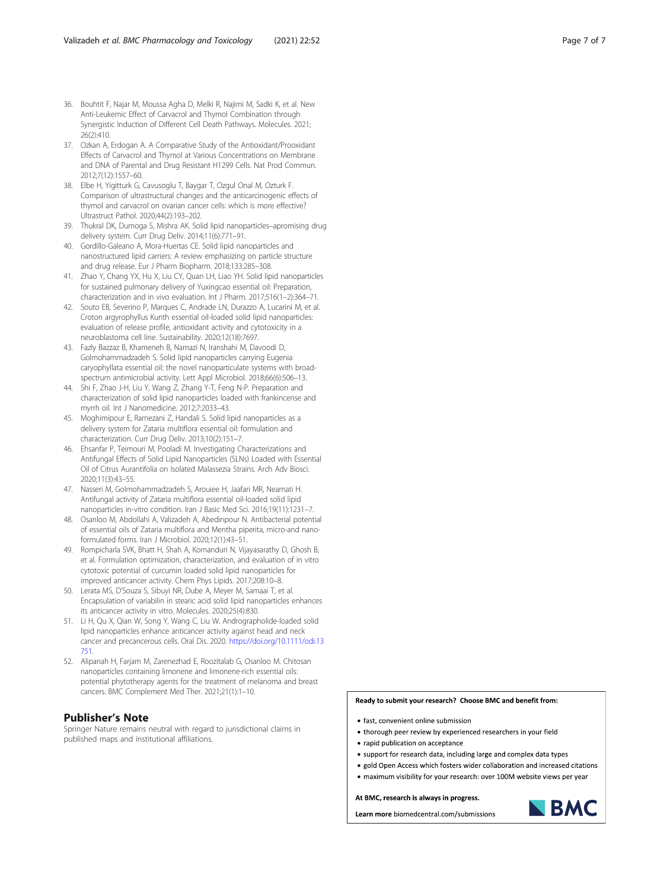36. Bouhtit F, Najar M, Moussa Agha D, Melki R, Najimi M, Sadki K, et al. New Anti-Leukemic Effect of Carvacrol and Thymol Combination through Synergistic Induction of Different Cell Death Pathways. Molecules. 2021; 26(2):410.
37. Ozkan A, Erdogan A. A Comparative Study of the Antioxidant/Prooxidant Effects of Carvacrol and Thymol at Various Concentrations on Membrane and DNA of Parental and Drug Resistant H1299 Cells. Nat Prod Commun. 2012;7(12):1557–60.
38. Elbe H, Yigitturk G, Cavusoglu T, Baygar T, Ozgul Onal M, Ozturk F. Comparison of ultrastructural changes and the anticarcinogenic effects of thymol and carvacrol on ovarian cancer cells: which is more effective? Ultrastruct Pathol. 2020;44(2):193–202.
39. Thukral DK, Dumoga S, Mishra AK. Solid lipid nanoparticles–apromising drug delivery system. Curr Drug Deliv. 2014;11(6):771–91.
40. Gordillo-Galeano A, Mora-Huertas CE. Solid lipid nanoparticles and nanostructured lipid carriers: A review emphasizing on particle structure and drug release. Eur J Pharm Biopharm. 2018;133:285–308.
41. Zhao Y, Chang YX, Hu X, Liu CY, Quan LH, Liao YH. Solid lipid nanoparticles for sustained pulmonary delivery of Yuxingcao essential oil: Preparation, characterization and in vivo evaluation. Int J Pharm. 2017;516(1–2):364–71.
42. Souto EB, Severino P, Marques C, Andrade LN, Durazzo A, Lucarini M, et al. Croton argyrophyllus Kunth essential oil-loaded solid lipid nanoparticles: evaluation of release profile, antioxidant activity and cytotoxicity in a neuroblastoma cell line. Sustainability. 2020;12(18):7697.
43. Fazly Bazzaz B, Khameneh B, Namazi N, Iranshahi M, Davoodi D, Golmohammadzadeh S. Solid lipid nanoparticles carrying Eugenia caryophyllata essential oil: the novel nanoparticulate systems with broad-spectrum antimicrobial activity. Lett Appl Microbiol. 2018;66(6):506–13.
44. Shi F, Zhao J-H, Liu Y, Wang Z, Zhang Y-T, Feng N-P. Preparation and characterization of solid lipid nanoparticles loaded with frankincense and myrrh oil. Int J Nanomedicine. 2012;7:2033–43.
45. Moghimipour E, Ramezani Z, Handali S. Solid lipid nanoparticles as a delivery system for Zataria multiflora essential oil: formulation and characterization. Curr Drug Deliv. 2013;10(2):151–7.
46. Ehsanfar P, Teimouri M, Pooladi M. Investigating Characterizations and Antifungal Effects of Solid Lipid Nanoparticles (SLNs) Loaded with Essential Oil of Citrus Aurantifolia on Isolated Malassezia Strains. Arch Adv Biosci. 2020;11(3):43–55.
47. Nasseri M, Golmohammadzadeh S, Arouiee H, Jaafari MR, Neamati H. Antifungal activity of Zataria multiflora essential oil-loaded solid lipid nanoparticles in-vitro condition. Iran J Basic Med Sci. 2016;19(11):1231–7.
48. Osanloo M, Abdollahi A, Valizadeh A, Abedinpour N. Antibacterial potential of essential oils of Zataria multiflora and Mentha piperita, micro-and nano-formulated forms. Iran J Microbiol. 2020;12(1):43–51.
49. Rompicharla SVK, Bhatt H, Shah A, Komanduri N, Vijayasarathy D, Ghosh B, et al. Formulation optimization, characterization, and evaluation of in vitro cytotoxic potential of curcumin loaded solid lipid nanoparticles for improved anticancer activity. Chem Phys Lipids. 2017;208:10–8.
50. Lerata MS, D'Souza S, Sibuyi NR, Dube A, Meyer M, Samaai T, et al. Encapsulation of variabilin in stearic acid solid lipid nanoparticles enhances its anticancer activity in vitro. Molecules. 2020;25(4):830.
51. Li H, Qu X, Qian W, Song Y, Wang C, Liu W. Andrographolide-loaded solid lipid nanoparticles enhance anticancer activity against head and neck cancer and precancerous cells. Oral Dis. 2020. https://doi.org/10.1111/odi.13751.
52. Alipanah H, Farjam M, Zarenezhad E, Roozitalab G, Osanloo M. Chitosan nanoparticles containing limonene and limonene-rich essential oils: potential phytotherapy agents for the treatment of melanoma and breast cancers. BMC Complement Med Ther. 2021;21(1):1–10.

## Publisher's Note

Springer Nature remains neutral with regard to jurisdictional claims in published maps and institutional affiliations.

**Ready to submit your research? Choose BMC and benefit from:**

- fast, convenient online submission
- thorough peer review by experienced researchers in your field
- rapid publication on acceptance
- support for research data, including large and complex data types
- gold Open Access which fosters wider collaboration and increased citations
- maximum visibility for your research: over 100M website views per year

**At BMC, research is always in progress.**

**Learn more** biomedcentral.com/submissions

BMC